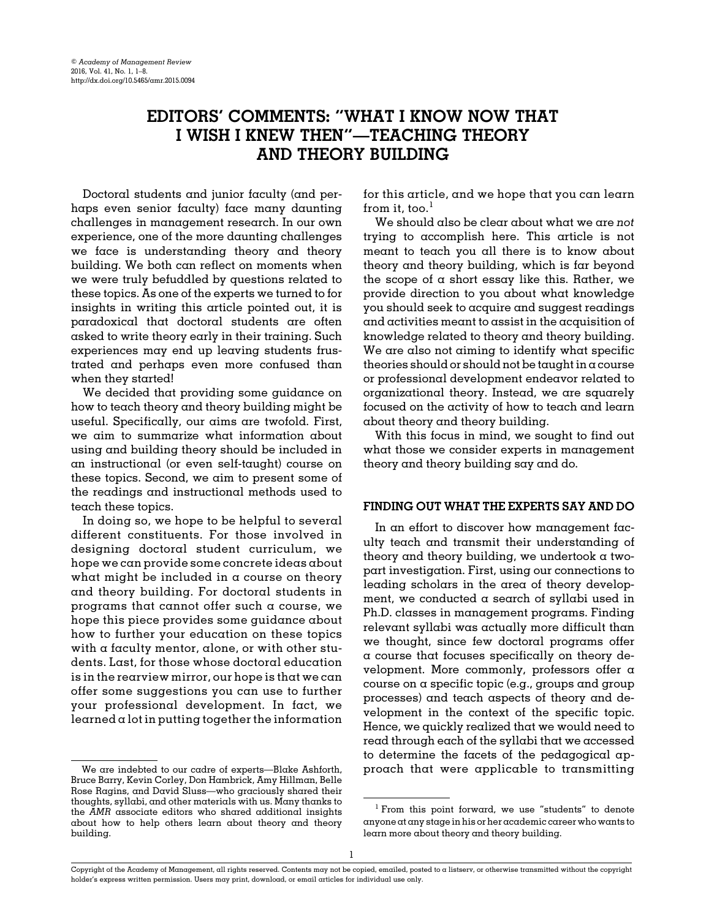# EDITORS' COMMENTS: "WHAT I KNOW NOW THAT I WISH I KNEW THEN"—TEACHING THEORY AND THEORY BUILDING

Doctoral students and junior faculty (and perhaps even senior faculty) face many daunting challenges in management research. In our own experience, one of the more daunting challenges we face is understanding theory and theory building. We both can reflect on moments when we were truly befuddled by questions related to these topics. As one of the experts we turned to for insights in writing this article pointed out, it is paradoxical that doctoral students are often asked to write theory early in their training. Such experiences may end up leaving students frustrated and perhaps even more confused than when they started!

We decided that providing some guidance on how to teach theory and theory building might be useful. Specifically, our aims are twofold. First, we aim to summarize what information about using and building theory should be included in an instructional (or even self-taught) course on these topics. Second, we aim to present some of the readings and instructional methods used to teach these topics.

In doing so, we hope to be helpful to several different constituents. For those involved in designing doctoral student curriculum, we hope we can provide some concrete ideas about what might be included in a course on theory and theory building. For doctoral students in programs that cannot offer such a course, we hope this piece provides some guidance about how to further your education on these topics with a faculty mentor, alone, or with other students. Last, for those whose doctoral education is in the rearview mirror, our hope is that we can offer some suggestions you can use to further your professional development. In fact, we learned a lot in putting together the information for this article, and we hope that you can learn from it, too.[1]

We should also be clear about what we are *not* trying to accomplish here. This article is not meant to teach you all there is to know about theory and theory building, which is far beyond the scope of a short essay like this. Rather, we provide direction to you about what knowledge you should seek to acquire and suggest readings and activities meant to assist in the acquisition of knowledge related to theory and theory building. We are also not aiming to identify what specific theories should or should not be taught in a course or professional development endeavor related to organizational theory. Instead, we are squarely focused on the activity of how to teach and learn about theory and theory building.

With this focus in mind, we sought to find out what those we consider experts in management theory and theory building say and do.

## FINDING OUT WHAT THE EXPERTS SAY AND DO

In an effort to discover how management faculty teach and transmit their understanding of theory and theory building, we undertook a two-part investigation. First, using our connections to leading scholars in the area of theory development, we conducted a search of syllabi used in Ph.D. classes in management programs. Finding relevant syllabi was actually more difficult than we thought, since few doctoral programs offer a course that focuses specifically on theory development. More commonly, professors offer a course on a specific topic (e.g., groups and group processes) and teach aspects of theory and development in the context of the specific topic. Hence, we quickly realized that we would need to read through each of the syllabi that we accessed to determine the facets of the pedagogical approach that were applicable to transmitting

---

We are indebted to our cadre of experts—Blake Ashforth, Bruce Barry, Kevin Corley, Don Hambrick, Amy Hillman, Belle Rose Ragins, and David Sluss—who graciously shared their thoughts, syllabi, and other materials with us. Many thanks to the *AMR* associate editors who shared additional insights about how to help others learn about theory and theory building.

[1] From this point forward, we use "students" to denote anyone at any stage in his or her academic career who wants to learn more about theory and theory building.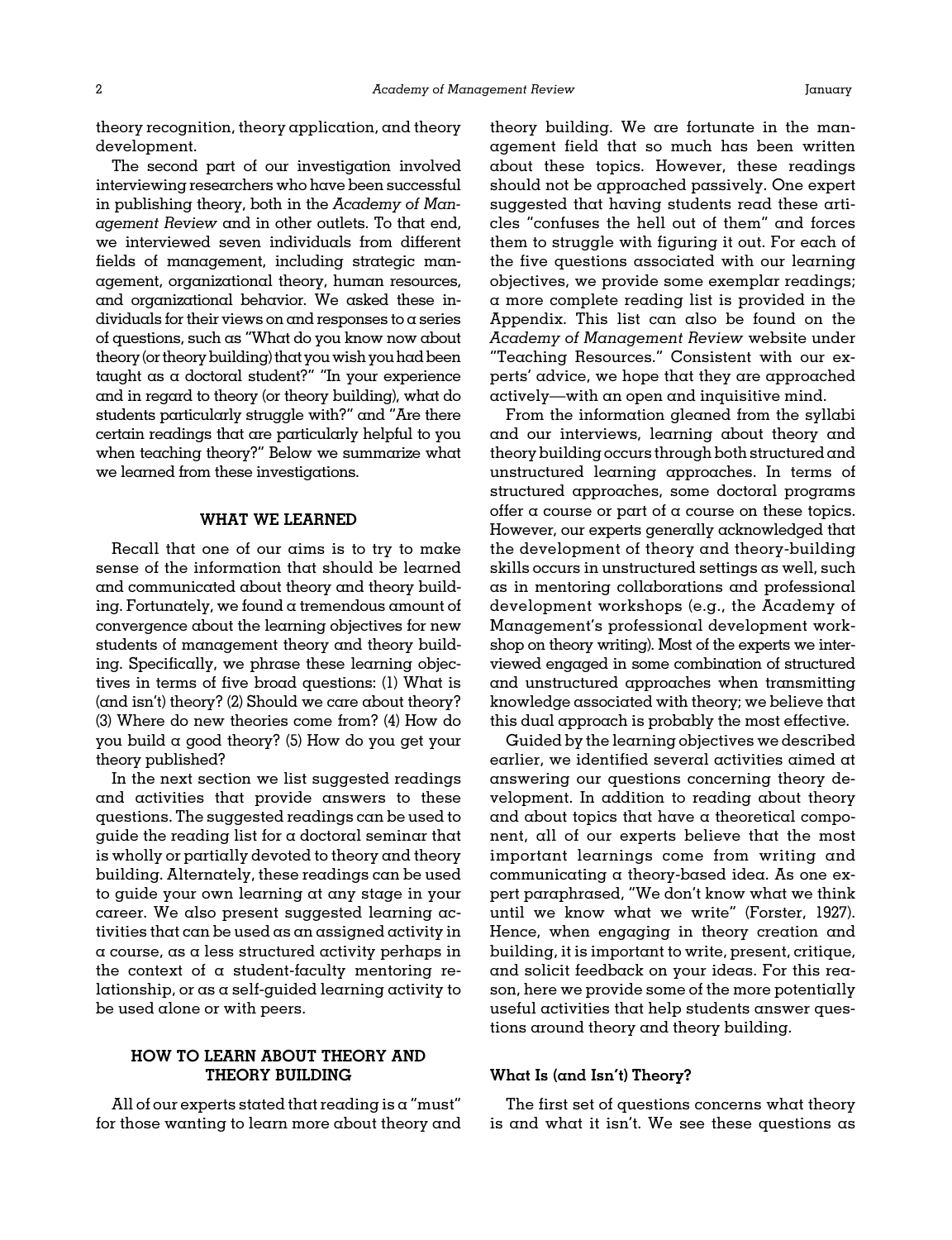theory recognition, theory application, and theory development.

The second part of our investigation involved interviewing researchers who have been successful in publishing theory, both in the *Academy of Management Review* and in other outlets. To that end, we interviewed seven individuals from different fields of management, including strategic management, organizational theory, human resources, and organizational behavior. We asked these individuals for their views on and responses to a series of questions, such as "What do you know now about theory (or theory building) that you wish you had been taught as a doctoral student?" "In your experience and in regard to theory (or theory building), what do students particularly struggle with?" and "Are there certain readings that are particularly helpful to you when teaching theory?" Below we summarize what we learned from these investigations.

## WHAT WE LEARNED

Recall that one of our aims is to try to make sense of the information that should be learned and communicated about theory and theory building. Fortunately, we found a tremendous amount of convergence about the learning objectives for new students of management theory and theory building. Specifically, we phrase these learning objectives in terms of five broad questions: (1) What is (and isn't) theory? (2) Should we care about theory? (3) Where do new theories come from? (4) How do you build a good theory? (5) How do you get your theory published?

In the next section we list suggested readings and activities that provide answers to these questions. The suggested readings can be used to guide the reading list for a doctoral seminar that is wholly or partially devoted to theory and theory building. Alternately, these readings can be used to guide your own learning at any stage in your career. We also present suggested learning activities that can be used as an assigned activity in a course, as a less structured activity perhaps in the context of a student-faculty mentoring relationship, or as a self-guided learning activity to be used alone or with peers.

## HOW TO LEARN ABOUT THEORY AND THEORY BUILDING

All of our experts stated that reading is a "must" for those wanting to learn more about theory and theory building. We are fortunate in the management field that so much has been written about these topics. However, these readings should not be approached passively. One expert suggested that having students read these articles "confuses the hell out of them" and forces them to struggle with figuring it out. For each of the five questions associated with our learning objectives, we provide some exemplar readings; a more complete reading list is provided in the Appendix. This list can also be found on the *Academy of Management Review* website under "Teaching Resources." Consistent with our experts' advice, we hope that they are approached actively—with an open and inquisitive mind.

From the information gleaned from the syllabi and our interviews, learning about theory and theory building occurs through both structured and unstructured learning approaches. In terms of structured approaches, some doctoral programs offer a course or part of a course on these topics. However, our experts generally acknowledged that the development of theory and theory-building skills occurs in unstructured settings as well, such as in mentoring collaborations and professional development workshops (e.g., the Academy of Management's professional development workshop on theory writing). Most of the experts we interviewed engaged in some combination of structured and unstructured approaches when transmitting knowledge associated with theory; we believe that this dual approach is probably the most effective.

Guided by the learning objectives we described earlier, we identified several activities aimed at answering our questions concerning theory development. In addition to reading about theory and about topics that have a theoretical component, all of our experts believe that the most important learnings come from writing and communicating a theory-based idea. As one expert paraphrased, "We don't know what we think until we know what we write" (Forster, 1927). Hence, when engaging in theory creation and building, it is important to write, present, critique, and solicit feedback on your ideas. For this reason, here we provide some of the more potentially useful activities that help students answer questions around theory and theory building.

### What Is (and Isn't) Theory?

The first set of questions concerns what theory is and what it isn't. We see these questions as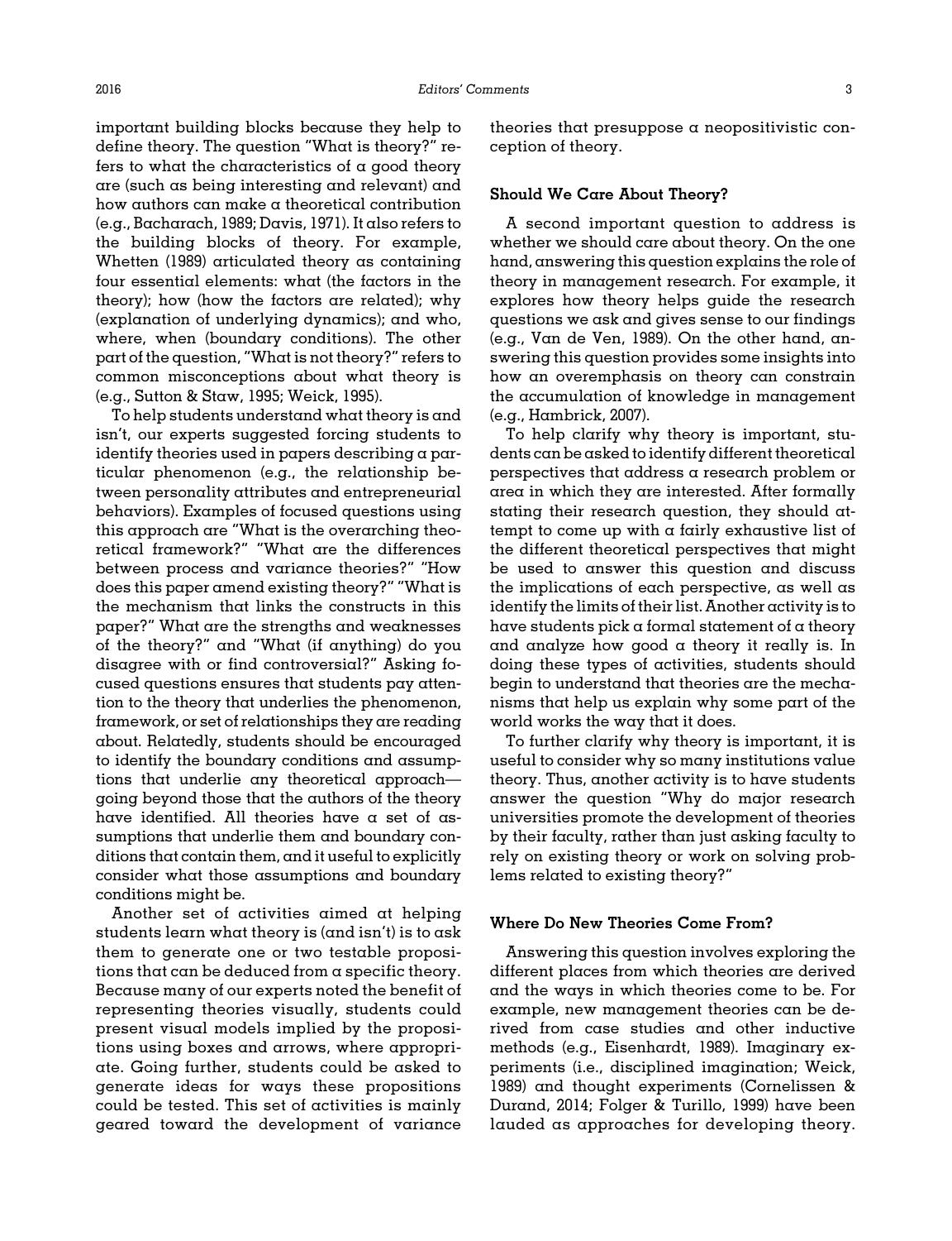important building blocks because they help to define theory. The question "What is theory?" refers to what the characteristics of a good theory are (such as being interesting and relevant) and how authors can make a theoretical contribution (e.g., Bacharach, 1989; Davis, 1971). It also refers to the building blocks of theory. For example, Whetten (1989) articulated theory as containing four essential elements: what (the factors in the theory); how (how the factors are related); why (explanation of underlying dynamics); and who, where, when (boundary conditions). The other part of the question, "What is not theory?" refers to common misconceptions about what theory is (e.g., Sutton & Staw, 1995; Weick, 1995).

To help students understand what theory is and isn't, our experts suggested forcing students to identify theories used in papers describing a particular phenomenon (e.g., the relationship between personality attributes and entrepreneurial behaviors). Examples of focused questions using this approach are "What is the overarching theoretical framework?" "What are the differences between process and variance theories?" "How does this paper amend existing theory?" "What is the mechanism that links the constructs in this paper?" What are the strengths and weaknesses of the theory?" and "What (if anything) do you disagree with or find controversial?" Asking focused questions ensures that students pay attention to the theory that underlies the phenomenon, framework, or set of relationships they are reading about. Relatedly, students should be encouraged to identify the boundary conditions and assumptions that underlie any theoretical approach—going beyond those that the authors of the theory have identified. All theories have a set of assumptions that underlie them and boundary conditions that contain them, and it useful to explicitly consider what those assumptions and boundary conditions might be.

Another set of activities aimed at helping students learn what theory is (and isn't) is to ask them to generate one or two testable propositions that can be deduced from a specific theory. Because many of our experts noted the benefit of representing theories visually, students could present visual models implied by the propositions using boxes and arrows, where appropriate. Going further, students could be asked to generate ideas for ways these propositions could be tested. This set of activities is mainly geared toward the development of variance theories that presuppose a neopositivistic conception of theory.

### Should We Care About Theory?

A second important question to address is whether we should care about theory. On the one hand, answering this question explains the role of theory in management research. For example, it explores how theory helps guide the research questions we ask and gives sense to our findings (e.g., Van de Ven, 1989). On the other hand, answering this question provides some insights into how an overemphasis on theory can constrain the accumulation of knowledge in management (e.g., Hambrick, 2007).

To help clarify why theory is important, students can be asked to identify different theoretical perspectives that address a research problem or area in which they are interested. After formally stating their research question, they should attempt to come up with a fairly exhaustive list of the different theoretical perspectives that might be used to answer this question and discuss the implications of each perspective, as well as identify the limits of their list. Another activity is to have students pick a formal statement of a theory and analyze how good a theory it really is. In doing these types of activities, students should begin to understand that theories are the mechanisms that help us explain why some part of the world works the way that it does.

To further clarify why theory is important, it is useful to consider why so many institutions value theory. Thus, another activity is to have students answer the question "Why do major research universities promote the development of theories by their faculty, rather than just asking faculty to rely on existing theory or work on solving problems related to existing theory?"

### Where Do New Theories Come From?

Answering this question involves exploring the different places from which theories are derived and the ways in which theories come to be. For example, new management theories can be derived from case studies and other inductive methods (e.g., Eisenhardt, 1989). Imaginary experiments (i.e., disciplined imagination; Weick, 1989) and thought experiments (Cornelissen & Durand, 2014; Folger & Turillo, 1999) have been lauded as approaches for developing theory.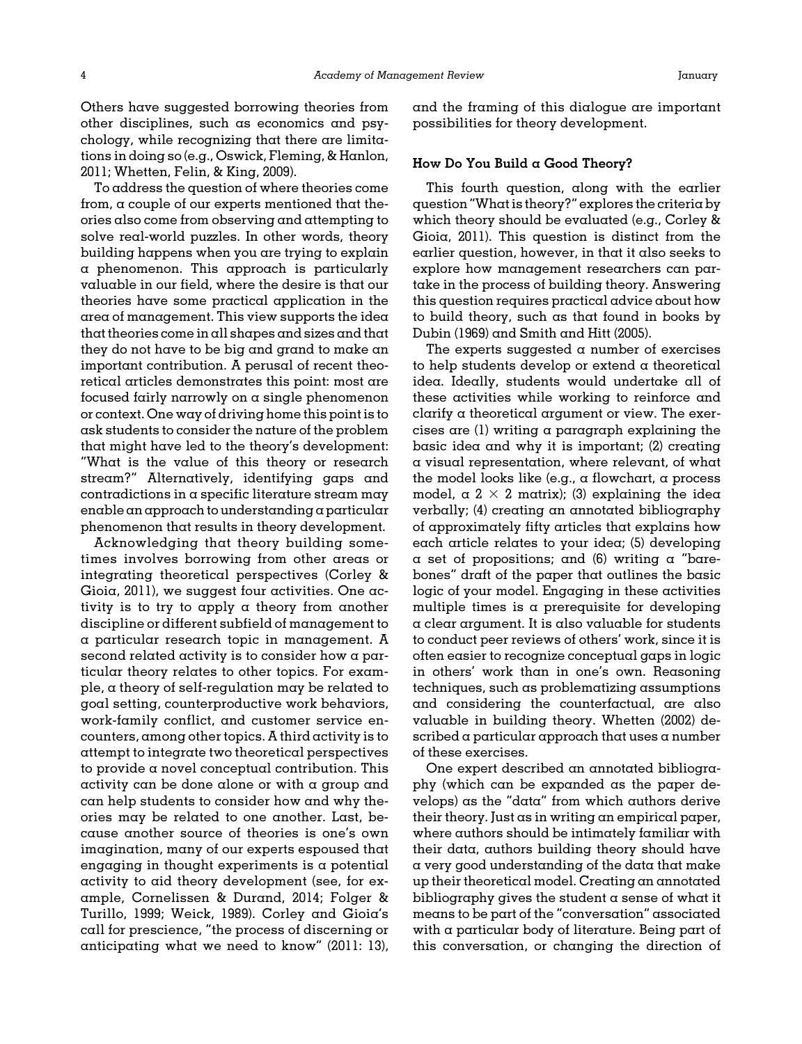Others have suggested borrowing theories from other disciplines, such as economics and psychology, while recognizing that there are limitations in doing so (e.g., Oswick, Fleming, & Hanlon, 2011; Whetten, Felin, & King, 2009).

To address the question of where theories come from, a couple of our experts mentioned that theories also come from observing and attempting to solve real-world puzzles. In other words, theory building happens when you are trying to explain a phenomenon. This approach is particularly valuable in our field, where the desire is that our theories have some practical application in the area of management. This view supports the idea that theories come in all shapes and sizes and that they do not have to be big and grand to make an important contribution. A perusal of recent theoretical articles demonstrates this point: most are focused fairly narrowly on a single phenomenon or context. One way of driving home this point is to ask students to consider the nature of the problem that might have led to the theory's development: "What is the value of this theory or research stream?" Alternatively, identifying gaps and contradictions in a specific literature stream may enable an approach to understanding a particular phenomenon that results in theory development.

Acknowledging that theory building sometimes involves borrowing from other areas or integrating theoretical perspectives (Corley & Gioia, 2011), we suggest four activities. One activity is to try to apply a theory from another discipline or different subfield of management to a particular research topic in management. A second related activity is to consider how a particular theory relates to other topics. For example, a theory of self-regulation may be related to goal setting, counterproductive work behaviors, work-family conflict, and customer service encounters, among other topics. A third activity is to attempt to integrate two theoretical perspectives to provide a novel conceptual contribution. This activity can be done alone or with a group and can help students to consider how and why theories may be related to one another. Last, because another source of theories is one's own imagination, many of our experts espoused that engaging in thought experiments is a potential activity to aid theory development (see, for example, Cornelissen & Durand, 2014; Folger & Turillo, 1999; Weick, 1989). Corley and Gioia's call for prescience, "the process of discerning or anticipating what we need to know" (2011: 13), and the framing of this dialogue are important possibilities for theory development.

### How Do You Build a Good Theory?

This fourth question, along with the earlier question "What is theory?" explores the criteria by which theory should be evaluated (e.g., Corley & Gioia, 2011). This question is distinct from the earlier question, however, in that it also seeks to explore how management researchers can partake in the process of building theory. Answering this question requires practical advice about how to build theory, such as that found in books by Dubin (1969) and Smith and Hitt (2005).

The experts suggested a number of exercises to help students develop or extend a theoretical idea. Ideally, students would undertake all of these activities while working to reinforce and clarify a theoretical argument or view. The exercises are (1) writing a paragraph explaining the basic idea and why it is important; (2) creating a visual representation, where relevant, of what the model looks like (e.g., a flowchart, a process model, a $2 \times 2$ matrix); (3) explaining the idea verbally; (4) creating an annotated bibliography of approximately fifty articles that explains how each article relates to your idea; (5) developing a set of propositions; and (6) writing a "bare-bones" draft of the paper that outlines the basic logic of your model. Engaging in these activities multiple times is a prerequisite for developing a clear argument. It is also valuable for students to conduct peer reviews of others' work, since it is often easier to recognize conceptual gaps in logic in others' work than in one's own. Reasoning techniques, such as problematizing assumptions and considering the counterfactual, are also valuable in building theory. Whetten (2002) described a particular approach that uses a number of these exercises.

One expert described an annotated bibliography (which can be expanded as the paper develops) as the "data" from which authors derive their theory. Just as in writing an empirical paper, where authors should be intimately familiar with their data, authors building theory should have a very good understanding of the data that make up their theoretical model. Creating an annotated bibliography gives the student a sense of what it means to be part of the "conversation" associated with a particular body of literature. Being part of this conversation, or changing the direction of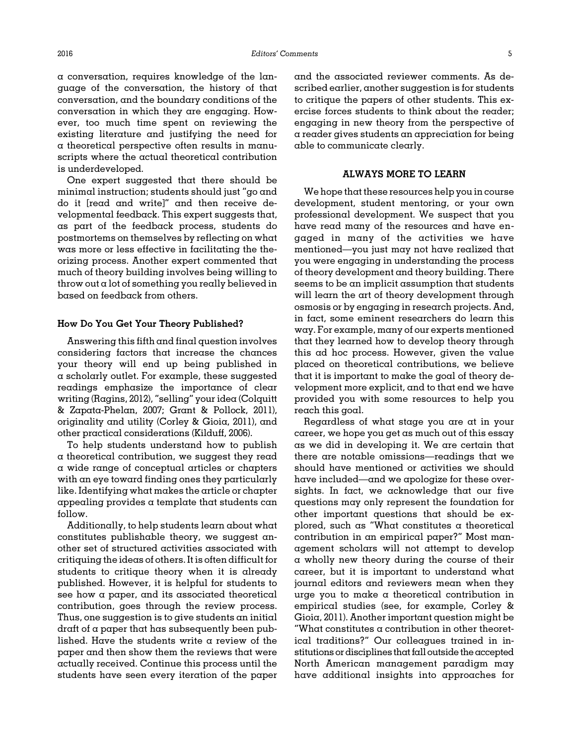a conversation, requires knowledge of the language of the conversation, the history of that conversation, and the boundary conditions of the conversation in which they are engaging. However, too much time spent on reviewing the existing literature and justifying the need for a theoretical perspective often results in manuscripts where the actual theoretical contribution is underdeveloped.

One expert suggested that there should be minimal instruction; students should just "go and do it [read and write]" and then receive developmental feedback. This expert suggests that, as part of the feedback process, students do postmortems on themselves by reflecting on what was more or less effective in facilitating the theorizing process. Another expert commented that much of theory building involves being willing to throw out a lot of something you really believed in based on feedback from others.

### How Do You Get Your Theory Published?

Answering this fifth and final question involves considering factors that increase the chances your theory will end up being published in a scholarly outlet. For example, these suggested readings emphasize the importance of clear writing (Ragins, 2012), "selling" your idea (Colquitt & Zapata-Phelan, 2007; Grant & Pollock, 2011), originality and utility (Corley & Gioia, 2011), and other practical considerations (Kilduff, 2006).

To help students understand how to publish a theoretical contribution, we suggest they read a wide range of conceptual articles or chapters with an eye toward finding ones they particularly like. Identifying what makes the article or chapter appealing provides a template that students can follow.

Additionally, to help students learn about what constitutes publishable theory, we suggest another set of structured activities associated with critiquing the ideas of others. It is often difficult for students to critique theory when it is already published. However, it is helpful for students to see how a paper, and its associated theoretical contribution, goes through the review process. Thus, one suggestion is to give students an initial draft of a paper that has subsequently been published. Have the students write a review of the paper and then show them the reviews that were actually received. Continue this process until the students have seen every iteration of the paper and the associated reviewer comments. As described earlier, another suggestion is for students to critique the papers of other students. This exercise forces students to think about the reader; engaging in new theory from the perspective of a reader gives students an appreciation for being able to communicate clearly.

## ALWAYS MORE TO LEARN

We hope that these resources help you in course development, student mentoring, or your own professional development. We suspect that you have read many of the resources and have engaged in many of the activities we have mentioned—you just may not have realized that you were engaging in understanding the process of theory development and theory building. There seems to be an implicit assumption that students will learn the art of theory development through osmosis or by engaging in research projects. And, in fact, some eminent researchers do learn this way. For example, many of our experts mentioned that they learned how to develop theory through this ad hoc process. However, given the value placed on theoretical contributions, we believe that it is important to make the goal of theory development more explicit, and to that end we have provided you with some resources to help you reach this goal.

Regardless of what stage you are at in your career, we hope you get as much out of this essay as we did in developing it. We are certain that there are notable omissions—readings that we should have mentioned or activities we should have included—and we apologize for these oversights. In fact, we acknowledge that our five questions may only represent the foundation for other important questions that should be explored, such as "What constitutes a theoretical contribution in an empirical paper?" Most management scholars will not attempt to develop a wholly new theory during the course of their career, but it is important to understand what journal editors and reviewers mean when they urge you to make a theoretical contribution in empirical studies (see, for example, Corley & Gioia, 2011). Another important question might be "What constitutes a contribution in other theoretical traditions?" Our colleagues trained in institutions or disciplines that fall outside the accepted North American management paradigm may have additional insights into approaches for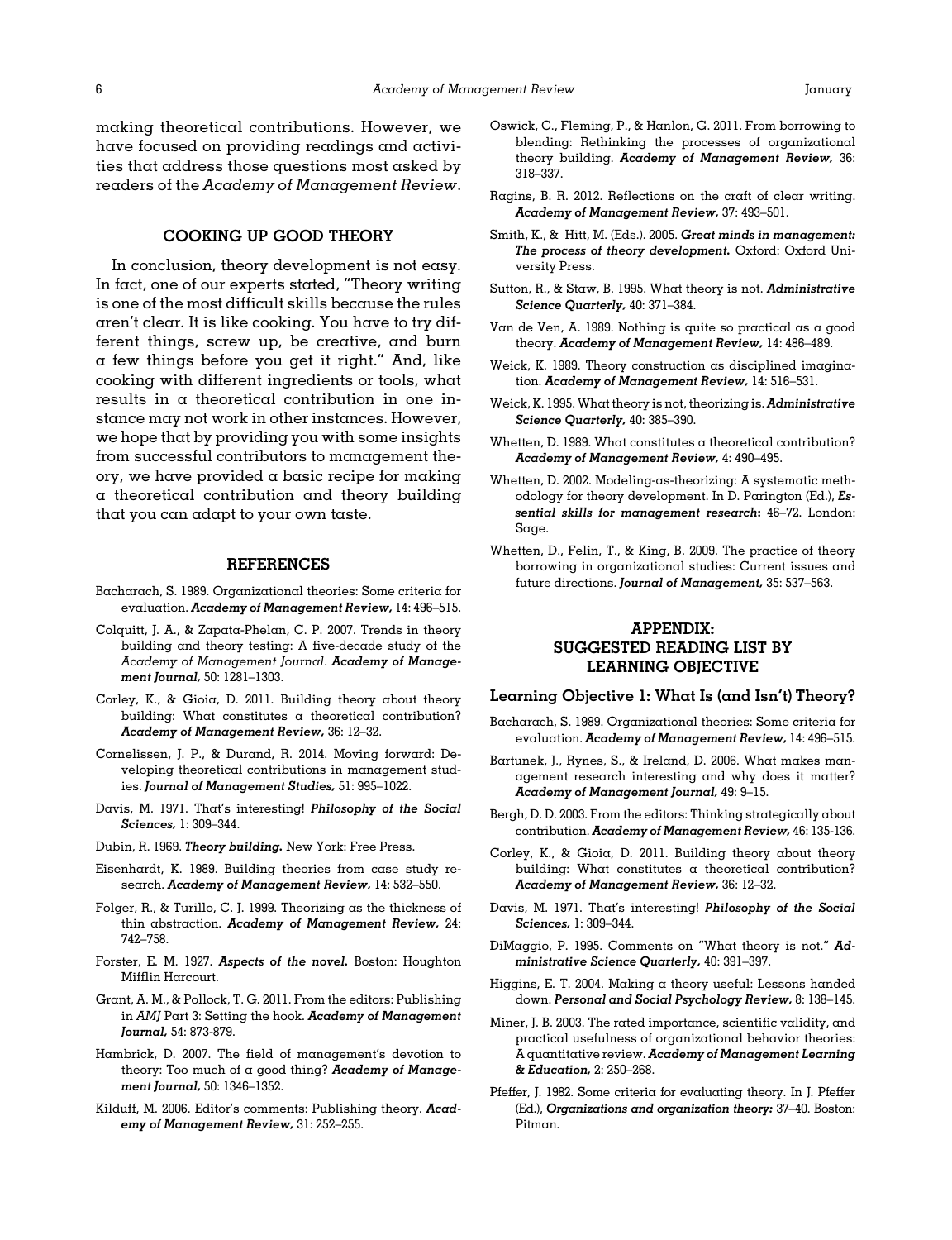making theoretical contributions. However, we have focused on providing readings and activities that address those questions most asked by readers of the *Academy of Management Review*.

## COOKING UP GOOD THEORY

In conclusion, theory development is not easy. In fact, one of our experts stated, "Theory writing is one of the most difficult skills because the rules aren't clear. It is like cooking. You have to try different things, screw up, be creative, and burn a few things before you get it right." And, like cooking with different ingredients or tools, what results in a theoretical contribution in one instance may not work in other instances. However, we hope that by providing you with some insights from successful contributors to management theory, we have provided a basic recipe for making a theoretical contribution and theory building that you can adapt to your own taste.

## REFERENCES

Bacharach, S. 1989. Organizational theories: Some criteria for evaluation. ***Academy of Management Review,*** 14: 496–515.

Colquitt, J. A., & Zapata-Phelan, C. P. 2007. Trends in theory building and theory testing: A five-decade study of the *Academy of Management Journal*. ***Academy of Management Journal,*** 50: 1281–1303.

Corley, K., & Gioia, D. 2011. Building theory about theory building: What constitutes a theoretical contribution? ***Academy of Management Review,*** 36: 12–32.

Cornelissen, J. P., & Durand, R. 2014. Moving forward: Developing theoretical contributions in management studies. ***Journal of Management Studies,*** 51: 995–1022.

Davis, M. 1971. That's interesting! ***Philosophy of the Social Sciences,*** 1: 309–344.

Dubin, R. 1969. ***Theory building.*** New York: Free Press.

Eisenhardt, K. 1989. Building theories from case study research. ***Academy of Management Review,*** 14: 532–550.

Folger, R., & Turillo, C. J. 1999. Theorizing as the thickness of thin abstraction. ***Academy of Management Review,*** 24: 742–758.

Forster, E. M. 1927. ***Aspects of the novel.*** Boston: Houghton Mifflin Harcourt.

Grant, A. M., & Pollock, T. G. 2011. From the editors: Publishing in *AMJ* Part 3: Setting the hook. ***Academy of Management Journal,*** 54: 873-879.

Hambrick, D. 2007. The field of management's devotion to theory: Too much of a good thing? ***Academy of Management Journal,*** 50: 1346–1352.

Kilduff, M. 2006. Editor's comments: Publishing theory. ***Academy of Management Review,*** 31: 252–255.

Oswick, C., Fleming, P., & Hanlon, G. 2011. From borrowing to blending: Rethinking the processes of organizational theory building. ***Academy of Management Review,*** 36: 318–337.

Ragins, B. R. 2012. Reflections on the craft of clear writing. ***Academy of Management Review,*** 37: 493–501.

Smith, K., & Hitt, M. (Eds.). 2005. ***Great minds in management: The process of theory development.*** Oxford: Oxford University Press.

Sutton, R., & Staw, B. 1995. What theory is not. ***Administrative Science Quarterly,*** 40: 371–384.

Van de Ven, A. 1989. Nothing is quite so practical as a good theory. ***Academy of Management Review,*** 14: 486–489.

Weick, K. 1989. Theory construction as disciplined imagination. ***Academy of Management Review,*** 14: 516–531.

Weick, K. 1995. What theory is not, theorizing is. ***Administrative Science Quarterly,*** 40: 385–390.

Whetten, D. 1989. What constitutes a theoretical contribution? ***Academy of Management Review,*** 4: 490–495.

Whetten, D. 2002. Modeling-as-theorizing: A systematic methodology for theory development. In D. Parington (Ed.), ***Essential skills for management research***: 46–72. London: Sage.

Whetten, D., Felin, T., & King, B. 2009. The practice of theory borrowing in organizational studies: Current issues and future directions. ***Journal of Management,*** 35: 537–563.

## APPENDIX: SUGGESTED READING LIST BY LEARNING OBJECTIVE

### Learning Objective 1: What Is (and Isn't) Theory?

Bacharach, S. 1989. Organizational theories: Some criteria for evaluation. ***Academy of Management Review,*** 14: 496–515.

Bartunek, J., Rynes, S., & Ireland, D. 2006. What makes management research interesting and why does it matter? ***Academy of Management Journal,*** 49: 9–15.

Bergh, D. D. 2003. From the editors: Thinking strategically about contribution. ***Academy of Management Review,*** 46: 135-136.

Corley, K., & Gioia, D. 2011. Building theory about theory building: What constitutes a theoretical contribution? ***Academy of Management Review,*** 36: 12–32.

Davis, M. 1971. That's interesting! ***Philosophy of the Social Sciences,*** 1: 309–344.

DiMaggio, P. 1995. Comments on "What theory is not." ***Administrative Science Quarterly,*** 40: 391–397.

Higgins, E. T. 2004. Making a theory useful: Lessons handed down. ***Personal and Social Psychology Review,*** 8: 138–145.

Miner, J. B. 2003. The rated importance, scientific validity, and practical usefulness of organizational behavior theories: A quantitative review. ***Academy of Management Learning & Education,*** 2: 250–268.

Pfeffer, J. 1982. Some criteria for evaluating theory. In J. Pfeffer (Ed.), ***Organizations and organization theory:*** 37–40. Boston: Pitman.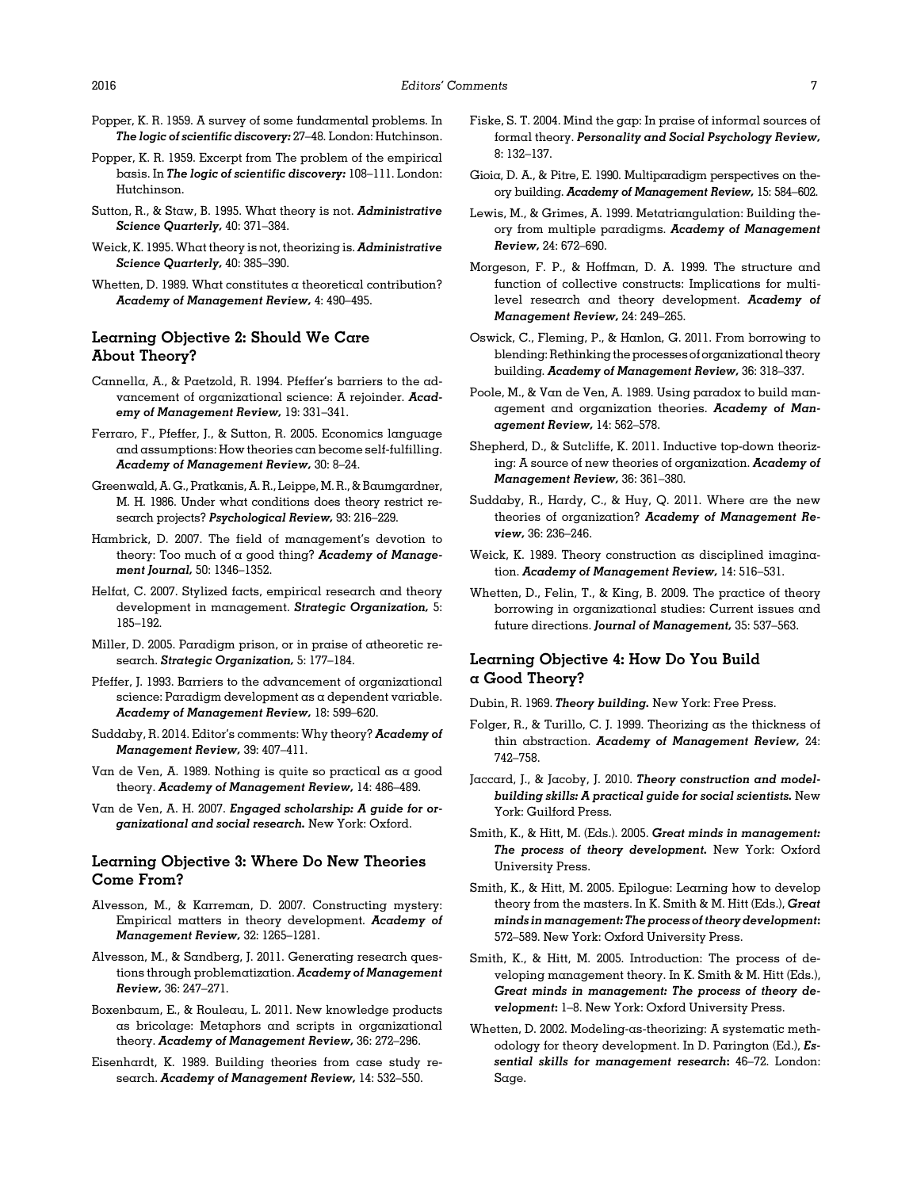Popper, K. R. 1959. A survey of some fundamental problems. In ***The logic of scientific discovery:*** 27–48. London: Hutchinson.

Popper, K. R. 1959. Excerpt from The problem of the empirical basis. In ***The logic of scientific discovery:*** 108–111. London: Hutchinson.

Sutton, R., & Staw, B. 1995. What theory is not. ***Administrative Science Quarterly,*** 40: 371–384.

Weick, K. 1995. What theory is not, theorizing is. ***Administrative Science Quarterly,*** 40: 385–390.

Whetten, D. 1989. What constitutes a theoretical contribution? ***Academy of Management Review,*** 4: 490–495.

## Learning Objective 2: Should We Care About Theory?

Cannella, A., & Paetzold, R. 1994. Pfeffer's barriers to the advancement of organizational science: A rejoinder. ***Academy of Management Review,*** 19: 331–341.

Ferraro, F., Pfeffer, J., & Sutton, R. 2005. Economics language and assumptions: How theories can become self-fulfilling. ***Academy of Management Review,*** 30: 8–24.

Greenwald, A. G., Pratkanis, A. R., Leippe, M. R., & Baumgardner, M. H. 1986. Under what conditions does theory restrict research projects? ***Psychological Review,*** 93: 216–229.

Hambrick, D. 2007. The field of management's devotion to theory: Too much of a good thing? ***Academy of Management Journal,*** 50: 1346–1352.

Helfat, C. 2007. Stylized facts, empirical research and theory development in management. ***Strategic Organization,*** 5: 185–192.

Miller, D. 2005. Paradigm prison, or in praise of atheoretic research. ***Strategic Organization,*** 5: 177–184.

Pfeffer, J. 1993. Barriers to the advancement of organizational science: Paradigm development as a dependent variable. ***Academy of Management Review,*** 18: 599–620.

Suddaby, R. 2014. Editor's comments: Why theory? ***Academy of Management Review,*** 39: 407–411.

Van de Ven, A. 1989. Nothing is quite so practical as a good theory. ***Academy of Management Review,*** 14: 486–489.

Van de Ven, A. H. 2007. ***Engaged scholarship: A guide for organizational and social research.*** New York: Oxford.

## Learning Objective 3: Where Do New Theories Come From?

Alvesson, M., & Karreman, D. 2007. Constructing mystery: Empirical matters in theory development. ***Academy of Management Review,*** 32: 1265–1281.

Alvesson, M., & Sandberg, J. 2011. Generating research questions through problematization. ***Academy of Management Review,*** 36: 247–271.

Boxenbaum, E., & Rouleau, L. 2011. New knowledge products as bricolage: Metaphors and scripts in organizational theory. ***Academy of Management Review,*** 36: 272–296.

Eisenhardt, K. 1989. Building theories from case study research. ***Academy of Management Review,*** 14: 532–550.

Fiske, S. T. 2004. Mind the gap: In praise of informal sources of formal theory. ***Personality and Social Psychology Review,*** 8: 132–137.

Gioia, D. A., & Pitre, E. 1990. Multiparadigm perspectives on theory building. ***Academy of Management Review,*** 15: 584–602.

Lewis, M., & Grimes, A. 1999. Metatriangulation: Building theory from multiple paradigms. ***Academy of Management Review,*** 24: 672–690.

Morgeson, F. P., & Hoffman, D. A. 1999. The structure and function of collective constructs: Implications for multilevel research and theory development. ***Academy of Management Review,*** 24: 249–265.

Oswick, C., Fleming, P., & Hanlon, G. 2011. From borrowing to blending: Rethinking the processes of organizational theory building. ***Academy of Management Review,*** 36: 318–337.

Poole, M., & Van de Ven, A. 1989. Using paradox to build management and organization theories. ***Academy of Management Review,*** 14: 562–578.

Shepherd, D., & Sutcliffe, K. 2011. Inductive top-down theorizing: A source of new theories of organization. ***Academy of Management Review,*** 36: 361–380.

Suddaby, R., Hardy, C., & Huy, Q. 2011. Where are the new theories of organization? ***Academy of Management Review,*** 36: 236–246.

Weick, K. 1989. Theory construction as disciplined imagination. ***Academy of Management Review,*** 14: 516–531.

Whetten, D., Felin, T., & King, B. 2009. The practice of theory borrowing in organizational studies: Current issues and future directions. ***Journal of Management,*** 35: 537–563.

## Learning Objective 4: How Do You Build a Good Theory?

Dubin, R. 1969. ***Theory building.*** New York: Free Press.

Folger, R., & Turillo, C. J. 1999. Theorizing as the thickness of thin abstraction. ***Academy of Management Review,*** 24: 742–758.

Jaccard, J., & Jacoby, J. 2010. ***Theory construction and model-building skills: A practical guide for social scientists.*** New York: Guilford Press.

Smith, K., & Hitt, M. (Eds.). 2005. ***Great minds in management: The process of theory development.*** New York: Oxford University Press.

Smith, K., & Hitt, M. 2005. Epilogue: Learning how to develop theory from the masters. In K. Smith & M. Hitt (Eds.), ***Great minds in management: The process of theory development:*** 572–589. New York: Oxford University Press.

Smith, K., & Hitt, M. 2005. Introduction: The process of developing management theory. In K. Smith & M. Hitt (Eds.), ***Great minds in management: The process of theory development:*** 1–8. New York: Oxford University Press.

Whetten, D. 2002. Modeling-as-theorizing: A systematic methodology for theory development. In D. Parington (Ed.), ***Essential skills for management research:*** 46–72. London: Sage.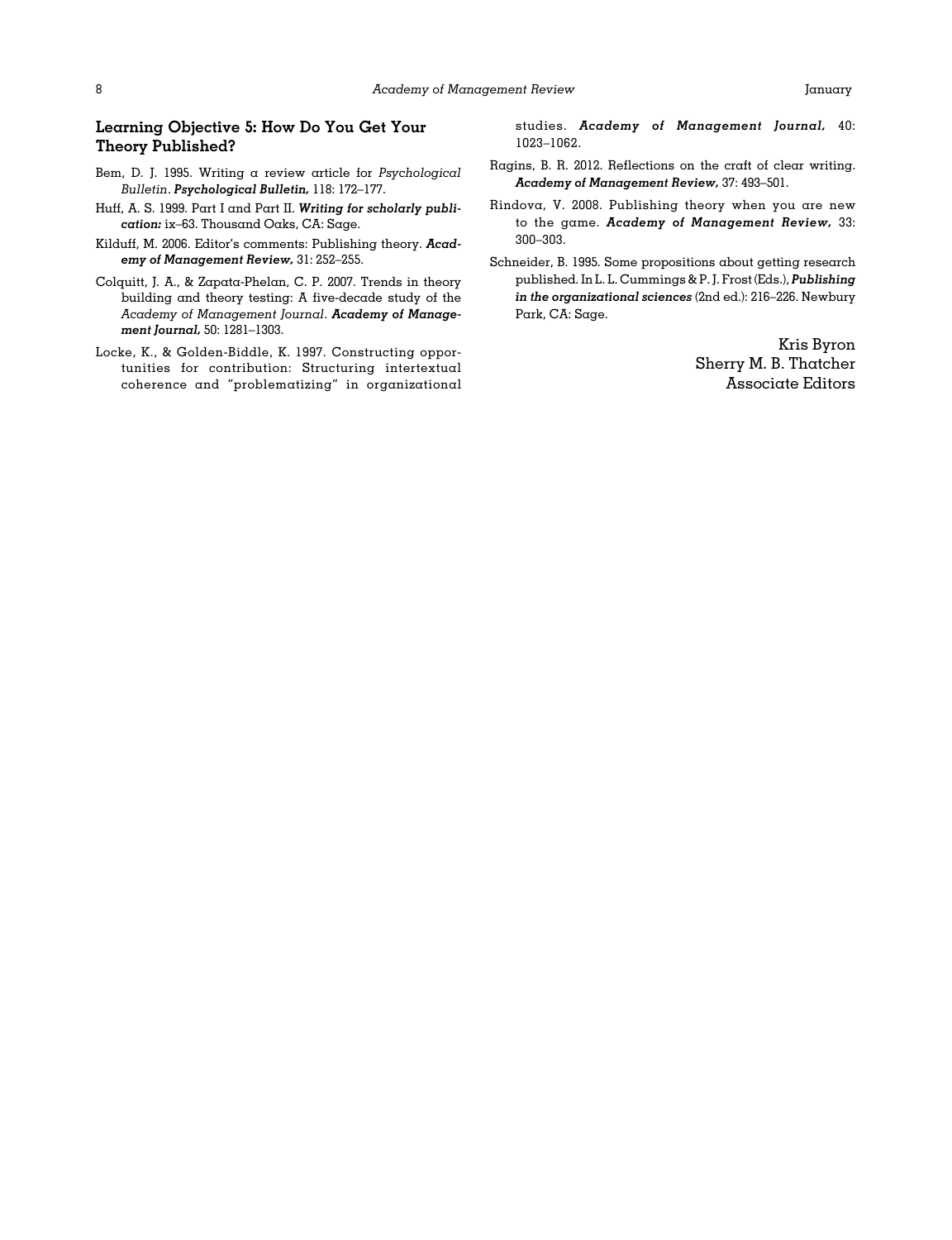### Learning Objective 5: How Do You Get Your Theory Published?

Bem, D. J. 1995. Writing a review article for *Psychological Bulletin*. ***Psychological Bulletin,*** 118: 172–177.

Huff, A. S. 1999. Part I and Part II. ***Writing for scholarly publication:*** ix–63. Thousand Oaks, CA: Sage.

Kilduff, M. 2006. Editor's comments: Publishing theory. ***Academy of Management Review,*** 31: 252–255.

Colquitt, J. A., & Zapata-Phelan, C. P. 2007. Trends in theory building and theory testing: A five-decade study of the *Academy of Management Journal*. ***Academy of Management Journal,*** 50: 1281–1303.

Locke, K., & Golden-Biddle, K. 1997. Constructing opportunities for contribution: Structuring intertextual coherence and "problematizing" in organizational studies. ***Academy of Management Journal,*** 40: 1023–1062.

Ragins, B. R. 2012. Reflections on the craft of clear writing. ***Academy of Management Review,*** 37: 493–501.

Rindova, V. 2008. Publishing theory when you are new to the game. ***Academy of Management Review,*** 33: 300–303.

Schneider, B. 1995. Some propositions about getting research published. In L. L. Cummings & P. J. Frost (Eds.), ***Publishing in the organizational sciences*** (2nd ed.): 216–226. Newbury Park, CA: Sage.

Kris Byron
Sherry M. B. Thatcher
Associate Editors